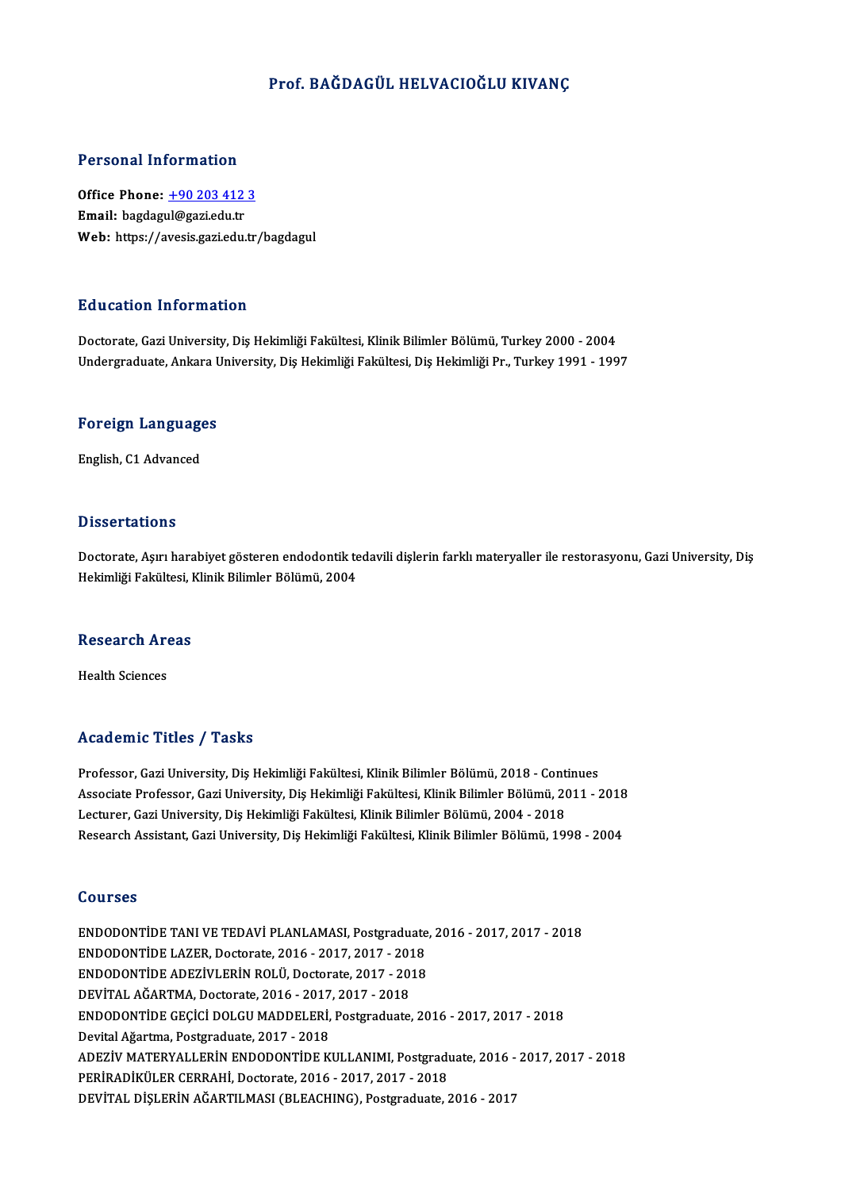# Prof. BAĞDAGÜL HELVACIOĞLU KIVANÇ

## Personal Information

**Office Phone:** [+90 203 412 3](tel:+902034123)
**Email:** bagdagul@gazi.edu.tr
**Web:** https://avesis.gazi.edu.tr/bagdagul

## Education Information

Doctorate, Gazi University, Diş Hekimliği Fakültesi, Klinik Bilimler Bölümü, Turkey 2000 - 2004
Undergraduate, Ankara University, Diş Hekimliği Fakültesi, Diş Hekimliği Pr., Turkey 1991 - 1997

## Foreign Languages

English, C1 Advanced

## Dissertations

Doctorate, Aşırı harabiyet gösteren endodontik tedavili dişlerin farklı materyaller ile restorasyonu, Gazi University, Diş Hekimliği Fakültesi, Klinik Bilimler Bölümü, 2004

## Research Areas

Health Sciences

## Academic Titles / Tasks

Professor, Gazi University, Diş Hekimliği Fakültesi, Klinik Bilimler Bölümü, 2018 - Continues
Associate Professor, Gazi University, Diş Hekimliği Fakültesi, Klinik Bilimler Bölümü, 2011 - 2018
Lecturer, Gazi University, Diş Hekimliği Fakültesi, Klinik Bilimler Bölümü, 2004 - 2018
Research Assistant, Gazi University, Diş Hekimliği Fakültesi, Klinik Bilimler Bölümü, 1998 - 2004

## Courses

ENDODONTİDE TANI VE TEDAVİ PLANLAMASI, Postgraduate, 2016 - 2017, 2017 - 2018
ENDODONTİDE LAZER, Doctorate, 2016 - 2017, 2017 - 2018
ENDODONTİDE ADEZİVLERİN ROLÜ, Doctorate, 2017 - 2018
DEVİTAL AĞARTMA, Doctorate, 2016 - 2017, 2017 - 2018
ENDODONTİDE GEÇİCİ DOLGU MADDELERİ, Postgraduate, 2016 - 2017, 2017 - 2018
Devital Ağartma, Postgraduate, 2017 - 2018
ADEZİV MATERYALLERİN ENDODONTİDE KULLANIMI, Postgraduate, 2016 - 2017, 2017 - 2018
PERİRADİKÜLER CERRAHİ, Doctorate, 2016 - 2017, 2017 - 2018
DEVİTAL DİŞLERİN AĞARTILMASI (BLEACHING), Postgraduate, 2016 - 2017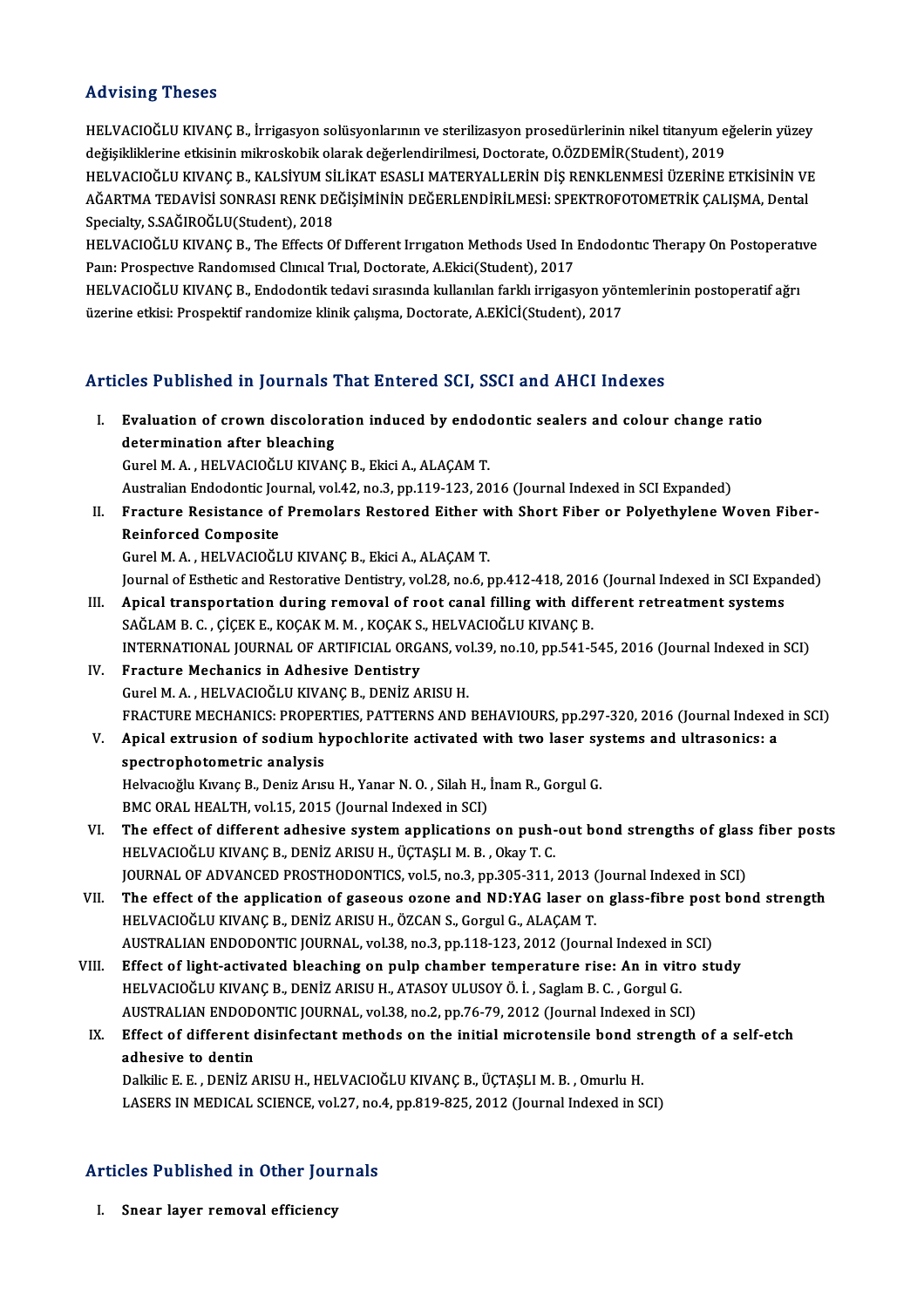## Advising Theses

HELVACIOĞLU KIVANÇ B., İrrigasyon solüsyonlarının ve sterilizasyon prosedürlerinin nikel titanyum eğelerin yüzey değişikliklerine etkisinin mikroskobik olarak değerlendirilmesi, Doctorate, O.ÖZDEMİR(Student), 2019

HELVACIOĞLU KIVANÇ B., KALSİYUM SİLİKAT ESASLI MATERYALLERİN DİŞ RENKLENMESİ ÜZERİNE ETKİSİNİN VE AĞARTMA TEDAVİSİ SONRASI RENK DEĞİŞİMİNİN DEĞERLENDİRİLMESİ: SPEKTROFOTOMETRİK ÇALIŞMA, Dental Specialty, S.SAĞIROĞLU(Student), 2018

HELVACIOĞLU KIVANÇ B., The Effects Of Dıfferent Irrıgatıon Methods Used In Endodontıc Therapy On Postoperatıve Paın: Prospectıve Randomısed Clınıcal Trıal, Doctorate, A.Ekici(Student), 2017

HELVACIOĞLU KIVANÇ B., Endodontik tedavi sırasında kullanılan farklı irrigasyon yöntemlerinin postoperatif ağrı üzerine etkisi: Prospektif randomize klinik çalışma, Doctorate, A.EKİCİ(Student), 2017

## Articles Published in Journals That Entered SCI, SSCI and AHCI Indexes

I. **Evaluation of crown discoloration induced by endodontic sealers and colour change ratio determination after bleaching**
Gurel M. A. , HELVACIOĞLU KIVANÇ B., Ekici A., ALAÇAM T.
Australian Endodontic Journal, vol.42, no.3, pp.119-123, 2016 (Journal Indexed in SCI Expanded)

II. **Fracture Resistance of Premolars Restored Either with Short Fiber or Polyethylene Woven Fiber-Reinforced Composite**
Gurel M. A. , HELVACIOĞLU KIVANÇ B., Ekici A., ALAÇAM T.
Journal of Esthetic and Restorative Dentistry, vol.28, no.6, pp.412-418, 2016 (Journal Indexed in SCI Expanded)

III. **Apical transportation during removal of root canal filling with different retreatment systems**
SAĞLAM B. C. , ÇİÇEK E., KOÇAK M. M. , KOÇAK S., HELVACIOĞLU KIVANÇ B.
INTERNATIONAL JOURNAL OF ARTIFICIAL ORGANS, vol.39, no.10, pp.541-545, 2016 (Journal Indexed in SCI)

IV. **Fracture Mechanics in Adhesive Dentistry**
Gurel M. A. , HELVACIOĞLU KIVANÇ B., DENİZ ARISU H.
FRACTURE MECHANICS: PROPERTIES, PATTERNS AND BEHAVIOURS, pp.297-320, 2016 (Journal Indexed in SCI)

V. **Apical extrusion of sodium hypochlorite activated with two laser systems and ultrasonics: a spectrophotometric analysis**
Helvacıoğlu Kıvanç B., Deniz Arısu H., Yanar N. O. , Silah H., İnam R., Gorgul G.
BMC ORAL HEALTH, vol.15, 2015 (Journal Indexed in SCI)

VI. **The effect of different adhesive system applications on push-out bond strengths of glass fiber posts**
HELVACIOĞLU KIVANÇ B., DENİZ ARISU H., ÜÇTAŞLI M. B. , Okay T. C.
JOURNAL OF ADVANCED PROSTHODONTICS, vol.5, no.3, pp.305-311, 2013 (Journal Indexed in SCI)

VII. **The effect of the application of gaseous ozone and ND:YAG laser on glass-fibre post bond strength**
HELVACIOĞLU KIVANÇ B., DENİZ ARISU H., ÖZCAN S., Gorgul G., ALAÇAM T.
AUSTRALIAN ENDODONTIC JOURNAL, vol.38, no.3, pp.118-123, 2012 (Journal Indexed in SCI)

VIII. **Effect of light-activated bleaching on pulp chamber temperature rise: An in vitro study**
HELVACIOĞLU KIVANÇ B., DENİZ ARISU H., ATASOY ULUSOY Ö. İ. , Saglam B. C. , Gorgul G.
AUSTRALIAN ENDODONTIC JOURNAL, vol.38, no.2, pp.76-79, 2012 (Journal Indexed in SCI)

IX. **Effect of different disinfectant methods on the initial microtensile bond strength of a self-etch adhesive to dentin**
Dalkilic E. E. , DENİZ ARISU H., HELVACIOĞLU KIVANÇ B., ÜÇTAŞLI M. B. , Omurlu H.
LASERS IN MEDICAL SCIENCE, vol.27, no.4, pp.819-825, 2012 (Journal Indexed in SCI)

## Articles Published in Other Journals

I. **Snear layer removal efficiency**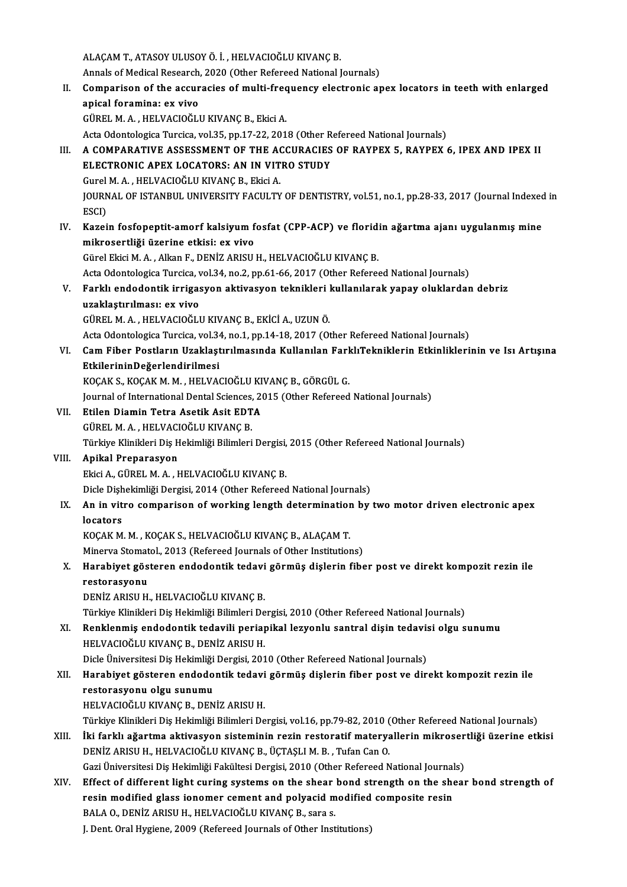ALAÇAM T., ATASOY ULUSOY Ö. İ. , HELVACIOĞLU KIVANÇ B.
Annals of Medical Research, 2020 (Other Refereed National Journals)

II. **Comparison of the accuracies of multi-frequency electronic apex locators in teeth with enlarged apical foramina: ex vivo**
GÜREL M. A. , HELVACIOĞLU KIVANÇ B., Ekici A.
Acta Odontologica Turcica, vol.35, pp.17-22, 2018 (Other Refereed National Journals)

III. **A COMPARATIVE ASSESSMENT OF THE ACCURACIES OF RAYPEX 5, RAYPEX 6, IPEX AND IPEX II ELECTRONIC APEX LOCATORS: AN IN VITRO STUDY**
Gurel M. A. , HELVACIOĞLU KIVANÇ B., Ekici A.
JOURNAL OF ISTANBUL UNIVERSITY FACULTY OF DENTISTRY, vol.51, no.1, pp.28-33, 2017 (Journal Indexed in ESCI)

IV. **Kazein fosfopeptit-amorf kalsiyum fosfat (CPP-ACP) ve floridin ağartma ajanı uygulanmış mine mikrosertliği üzerine etkisi: ex vivo**
Gürel Ekici M. A. , Alkan F., DENİZ ARISU H., HELVACIOĞLU KIVANÇ B.
Acta Odontologica Turcica, vol.34, no.2, pp.61-66, 2017 (Other Refereed National Journals)

V. **Farklı endodontik irrigasyon aktivasyon teknikleri kullanılarak yapay oluklardan debriz uzaklaştırılması: ex vivo**
GÜREL M. A. , HELVACIOĞLU KIVANÇ B., EKİCİ A., UZUN Ö.
Acta Odontologica Turcica, vol.34, no.1, pp.14-18, 2017 (Other Refereed National Journals)

VI. **Cam Fiber Postların Uzaklaştırılmasında Kullanılan FarklıTekniklerin Etkinliklerinin ve Isı Artışına EtkilerininDeğerlendirilmesi**
KOÇAK S., KOÇAK M. M. , HELVACIOĞLU KIVANÇ B., GÖRGÜL G.
Journal of International Dental Sciences, 2015 (Other Refereed National Journals)

VII. **Etilen Diamin Tetra Asetik Asit EDTA**
GÜREL M. A. , HELVACIOĞLU KIVANÇ B.
Türkiye Klinikleri Diş Hekimliği Bilimleri Dergisi, 2015 (Other Refereed National Journals)

VIII. **Apikal Preparasyon**
Ekici A., GÜREL M. A. , HELVACIOĞLU KIVANÇ B.
Dicle Dişhekimliği Dergisi, 2014 (Other Refereed National Journals)

IX. **An in vitro comparison of working length determination by two motor driven electronic apex locators**
KOÇAK M. M. , KOÇAK S., HELVACIOĞLU KIVANÇ B., ALAÇAM T.
Minerva Stomatol., 2013 (Refereed Journals of Other Institutions)

X. **Harabiyet gösteren endodontik tedavi görmüş dişlerin fiber post ve direkt kompozit rezin ile restorasyonu**
DENİZ ARISU H., HELVACIOĞLU KIVANÇ B.
Türkiye Klinikleri Diş Hekimliği Bilimleri Dergisi, 2010 (Other Refereed National Journals)

XI. **Renklenmiş endodontik tedavili periapikal lezyonlu santral dişin tedavisi olgu sunumu**
HELVACIOĞLU KIVANÇ B., DENİZ ARISU H.
Dicle Üniversitesi Diş Hekimliği Dergisi, 2010 (Other Refereed National Journals)

XII. **Harabiyet gösteren endodontik tedavi görmüş dişlerin fiber post ve direkt kompozit rezin ile restorasyonu olgu sunumu**
HELVACIOĞLU KIVANÇ B., DENİZ ARISU H.
Türkiye Klinikleri Diş Hekimliği Bilimleri Dergisi, vol.16, pp.79-82, 2010 (Other Refereed National Journals)

XIII. **İki farklı ağartma aktivasyon sisteminin rezin restoratif materyallerin mikrosertliği üzerine etkisi**
DENİZ ARISU H., HELVACIOĞLU KIVANÇ B., ÜÇTAŞLI M. B. , Tufan Can O.
Gazi Üniversitesi Diş Hekimliği Fakültesi Dergisi, 2010 (Other Refereed National Journals)

XIV. **Effect of different light curing systems on the shear bond strength on the shear bond strength of resin modified glass ionomer cement and polyacid modified composite resin**
BALA O., DENİZ ARISU H., HELVACIOĞLU KIVANÇ B., sara s.
J. Dent. Oral Hygiene, 2009 (Refereed Journals of Other Institutions)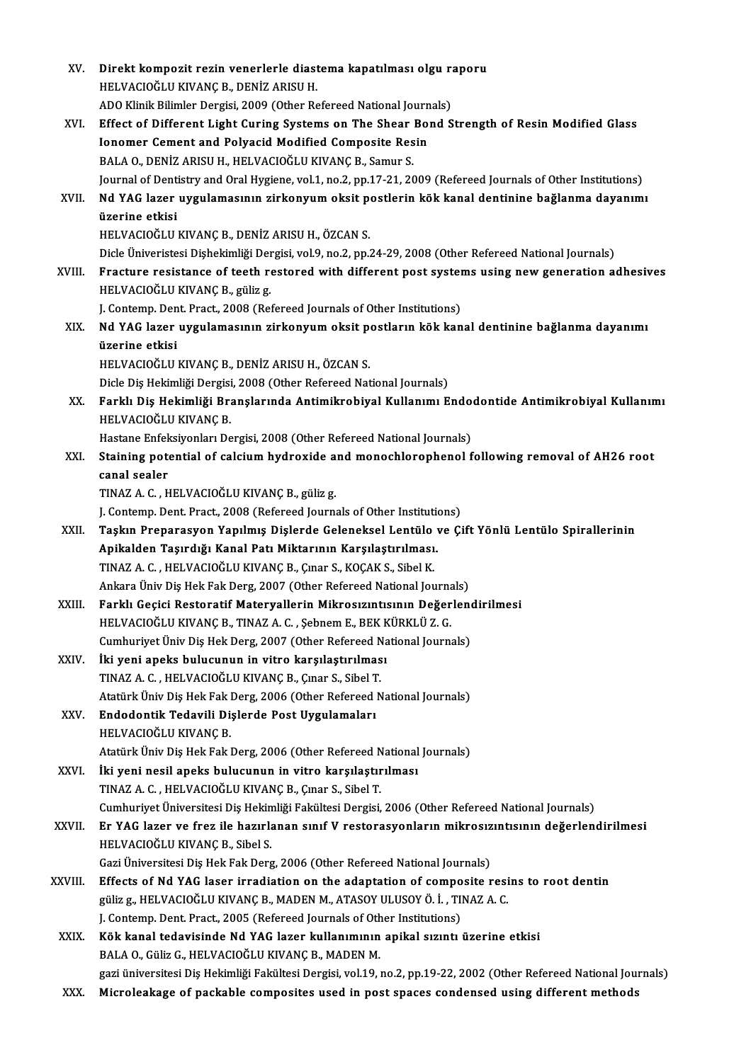XV. **Direkt kompozit rezin venerlerle diastema kapatılması olgu raporu**
HELVACIOĞLU KIVANÇ B., DENİZ ARISU H.
ADO Klinik Bilimler Dergisi, 2009 (Other Refereed National Journals)

XVI. **Effect of Different Light Curing Systems on The Shear Bond Strength of Resin Modified Glass Ionomer Cement and Polyacid Modified Composite Resin**
BALA O., DENİZ ARISU H., HELVACIOĞLU KIVANÇ B., Samur S.
Journal of Dentistry and Oral Hygiene, vol.1, no.2, pp.17-21, 2009 (Refereed Journals of Other Institutions)

XVII. **Nd YAG lazer uygulamasının zirkonyum oksit postlerin kök kanal dentinine bağlanma dayanımı üzerine etkisi**
HELVACIOĞLU KIVANÇ B., DENİZ ARISU H., ÖZCAN S.
Dicle Üniveristesi Dişhekimliği Dergisi, vol.9, no.2, pp.24-29, 2008 (Other Refereed National Journals)

XVIII. **Fracture resistance of teeth restored with different post systems using new generation adhesives**
HELVACIOĞLU KIVANÇ B., güliz g.
J. Contemp. Dent. Pract., 2008 (Refereed Journals of Other Institutions)

XIX. **Nd YAG lazer uygulamasının zirkonyum oksit postların kök kanal dentinine bağlanma dayanımı üzerine etkisi**
HELVACIOĞLU KIVANÇ B., DENİZ ARISU H., ÖZCAN S.
Dicle Diş Hekimliği Dergisi, 2008 (Other Refereed National Journals)

XX. **Farklı Diş Hekimliği Branşlarında Antimikrobiyal Kullanımı Endodontide Antimikrobiyal Kullanımı**
HELVACIOĞLU KIVANÇ B.
Hastane Enfeksiyonları Dergisi, 2008 (Other Refereed National Journals)

XXI. **Staining potential of calcium hydroxide and monochlorophenol following removal of AH26 root canal sealer**
TINAZ A. C. , HELVACIOĞLU KIVANÇ B., güliz g.
J. Contemp. Dent. Pract., 2008 (Refereed Journals of Other Institutions)

XXII. **Taşkın Preparasyon Yapılmış Dişlerde Geleneksel Lentülo ve Çift Yönlü Lentülo Spirallerinin Apikalden Taşırdığı Kanal Patı Miktarının Karşılaştırılması.**
TINAZ A. C. , HELVACIOĞLU KIVANÇ B., Çınar S., KOÇAK S., Sibel K.
Ankara Üniv Diş Hek Fak Derg, 2007 (Other Refereed National Journals)

XXIII. **Farklı Geçici Restoratif Materyallerin Mikrosızıntısının Değerlendirilmesi**
HELVACIOĞLU KIVANÇ B., TINAZ A. C. , Şebnem E., BEK KÜRKLÜ Z. G.
Cumhuriyet Üniv Diş Hek Derg, 2007 (Other Refereed National Journals)

XXIV. **İki yeni apeks bulucunun in vitro karşılaştırılması**
TINAZ A. C. , HELVACIOĞLU KIVANÇ B., Çınar S., Sibel T.
Atatürk Üniv Diş Hek Fak Derg, 2006 (Other Refereed National Journals)

XXV. **Endodontik Tedavili Dişlerde Post Uygulamaları**
HELVACIOĞLU KIVANÇ B.
Atatürk Üniv Diş Hek Fak Derg, 2006 (Other Refereed National Journals)

XXVI. **İki yeni nesil apeks bulucunun in vitro karşılaştırılması**
TINAZ A. C. , HELVACIOĞLU KIVANÇ B., Çınar S., Sibel T.
Cumhuriyet Üniversitesi Diş Hekimliği Fakültesi Dergisi, 2006 (Other Refereed National Journals)

XXVII. **Er YAG lazer ve frez ile hazırlanan sınıf V restorasyonların mikrosızıntısının değerlendirilmesi**
HELVACIOĞLU KIVANÇ B., Sibel S.
Gazi Üniversitesi Diş Hek Fak Derg, 2006 (Other Refereed National Journals)

XXVIII. **Effects of Nd YAG laser irradiation on the adaptation of composite resins to root dentin**
güliz g., HELVACIOĞLU KIVANÇ B., MADEN M., ATASOY ULUSOY Ö. İ. , TINAZ A. C.
J. Contemp. Dent. Pract., 2005 (Refereed Journals of Other Institutions)

XXIX. **Kök kanal tedavisinde Nd YAG lazer kullanımının apikal sızıntı üzerine etkisi**
BALA O., Güliz G., HELVACIOĞLU KIVANÇ B., MADEN M.
gazi üniversitesi Diş Hekimliği Fakültesi Dergisi, vol.19, no.2, pp.19-22, 2002 (Other Refereed National Journals)

XXX. **Microleakage of packable composites used in post spaces condensed using different methods**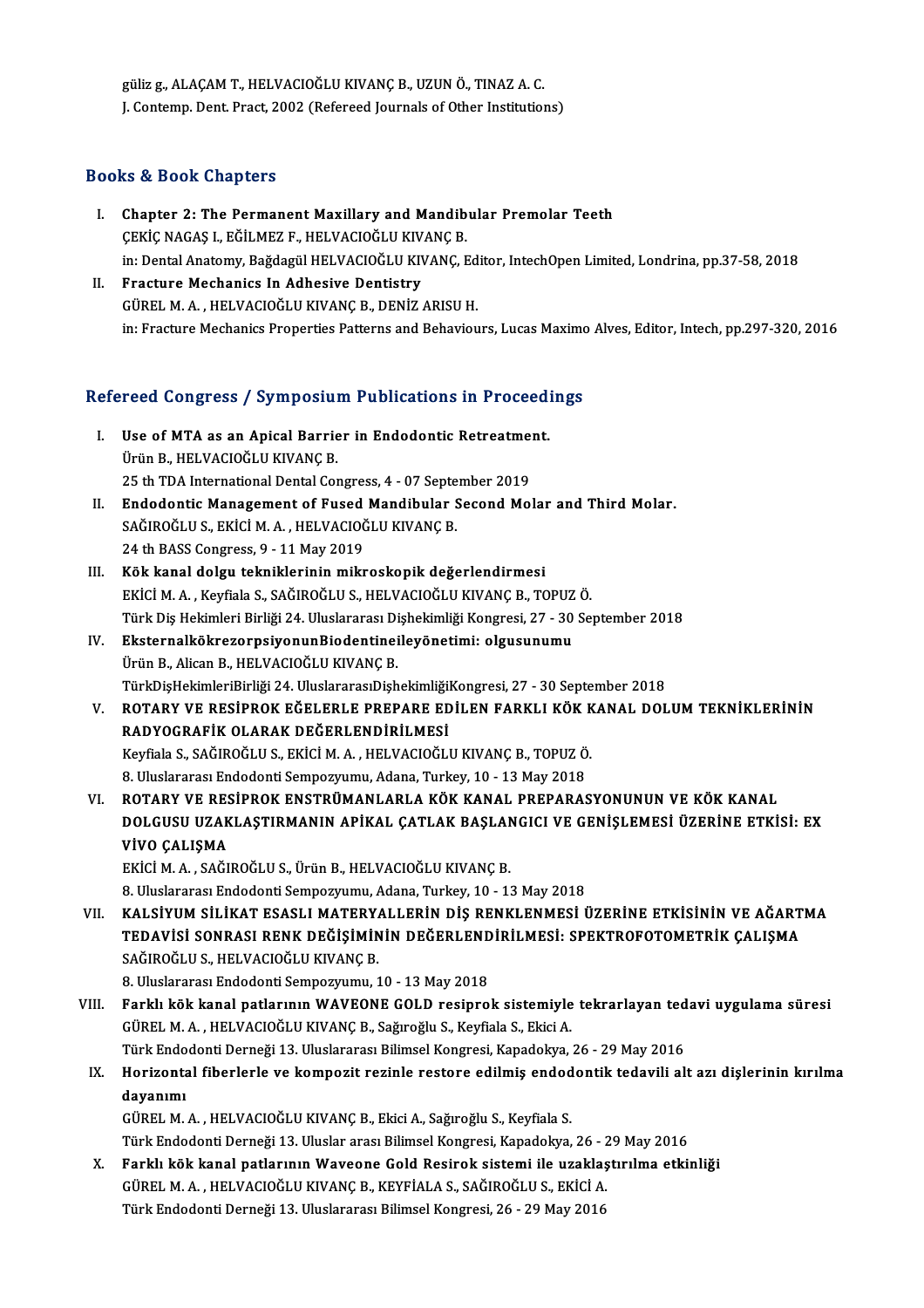güliz g., ALAÇAM T., HELVACIOĞLU KIVANÇ B., UZUN Ö., TINAZ A. C.
J. Contemp. Dent. Pract, 2002 (Refereed Journals of Other Institutions)

## Books & Book Chapters

I. **Chapter 2: The Permanent Maxillary and Mandibular Premolar Teeth**
ÇEKİÇ NAGAŞ I., EĞİLMEZ F., HELVACIOĞLU KIVANÇ B.
in: Dental Anatomy, Bağdagül HELVACIOĞLU KIVANÇ, Editor, IntechOpen Limited, Londrina, pp.37-58, 2018

II. **Fracture Mechanics In Adhesive Dentistry**
GÜREL M. A. , HELVACIOĞLU KIVANÇ B., DENİZ ARISU H.
in: Fracture Mechanics Properties Patterns and Behaviours, Lucas Maximo Alves, Editor, Intech, pp.297-320, 2016

## Refereed Congress / Symposium Publications in Proceedings

I. **Use of MTA as an Apical Barrier in Endodontic Retreatment.**
Ürün B., HELVACIOĞLU KIVANÇ B.
25 th TDA International Dental Congress, 4 - 07 September 2019

II. **Endodontic Management of Fused Mandibular Second Molar and Third Molar.**
SAĞIROĞLU S., EKİCİ M. A. , HELVACIOĞLU KIVANÇ B.
24 th BASS Congress, 9 - 11 May 2019

III. **Kök kanal dolgu tekniklerinin mikroskopik değerlendirmesi**
EKİCİ M. A. , Keyfiala S., SAĞIROĞLU S., HELVACIOĞLU KIVANÇ B., TOPUZ Ö.
Türk Diş Hekimleri Birliği 24. Uluslararası Dişhekimliği Kongresi, 27 - 30 September 2018

IV. **EksternalkökrezorpsiyonunBiodentineileyönetimi: olgusunumu**
Ürün B., Alican B., HELVACIOĞLU KIVANÇ B.
TürkDişHekimleriBirliği 24. UluslararasıDişhekimliğiKongresi, 27 - 30 September 2018

V. **ROTARY VE RESİPROK EĞELERLE PREPARE EDİLEN FARKLI KÖK KANAL DOLUM TEKNİKLERİNİN RADYOGRAFİK OLARAK DEĞERLENDİRİLMESİ**
Keyfiala S., SAĞIROĞLU S., EKİCİ M. A. , HELVACIOĞLU KIVANÇ B., TOPUZ Ö.
8. Uluslararası Endodonti Sempozyumu, Adana, Turkey, 10 - 13 May 2018

VI. **ROTARY VE RESİPROK ENSTRÜMANLARLA KÖK KANAL PREPARASYONUNUN VE KÖK KANAL DOLGUSU UZAKLAŞTIRMANIN APİKAL ÇATLAK BAŞLANGICI VE GENİŞLEMESİ ÜZERİNE ETKİSİ: EX VİVO ÇALIŞMA**
EKİCİ M. A. , SAĞIROĞLU S., Ürün B., HELVACIOĞLU KIVANÇ B.
8. Uluslararası Endodonti Sempozyumu, Adana, Turkey, 10 - 13 May 2018

VII. **KALSİYUM SİLİKAT ESASLI MATERYALLERİN DİŞ RENKLENMESİ ÜZERİNE ETKİSİNİN VE AĞARTMA TEDAVİSİ SONRASI RENK DEĞİŞİMİNİN DEĞERLENDİRİLMESİ: SPEKTROFOTOMETRİK ÇALIŞMA**
SAĞIROĞLU S., HELVACIOĞLU KIVANÇ B.
8. Uluslararası Endodonti Sempozyumu, 10 - 13 May 2018

VIII. **Farklı kök kanal patlarının WAVEONE GOLD resiprok sistemiyle tekrarlayan tedavi uygulama süresi**
GÜREL M. A. , HELVACIOĞLU KIVANÇ B., Sağıroğlu S., Keyfiala S., Ekici A.
Türk Endodonti Derneği 13. Uluslararası Bilimsel Kongresi, Kapadokya, 26 - 29 May 2016

IX. **Horizontal fiberlerle ve kompozit rezinle restore edilmiş endodontik tedavili alt azı dişlerinin kırılma dayanımı**
GÜREL M. A. , HELVACIOĞLU KIVANÇ B., Ekici A., Sağıroğlu S., Keyfiala S.
Türk Endodonti Derneği 13. Uluslar arası Bilimsel Kongresi, Kapadokya, 26 - 29 May 2016

X. **Farklı kök kanal patlarının Waveone Gold Resirok sistemi ile uzaklaştırılma etkinliği**
GÜREL M. A. , HELVACIOĞLU KIVANÇ B., KEYFİALA S., SAĞIROĞLU S., EKİCİ A.
Türk Endodonti Derneği 13. Uluslararası Bilimsel Kongresi, 26 - 29 May 2016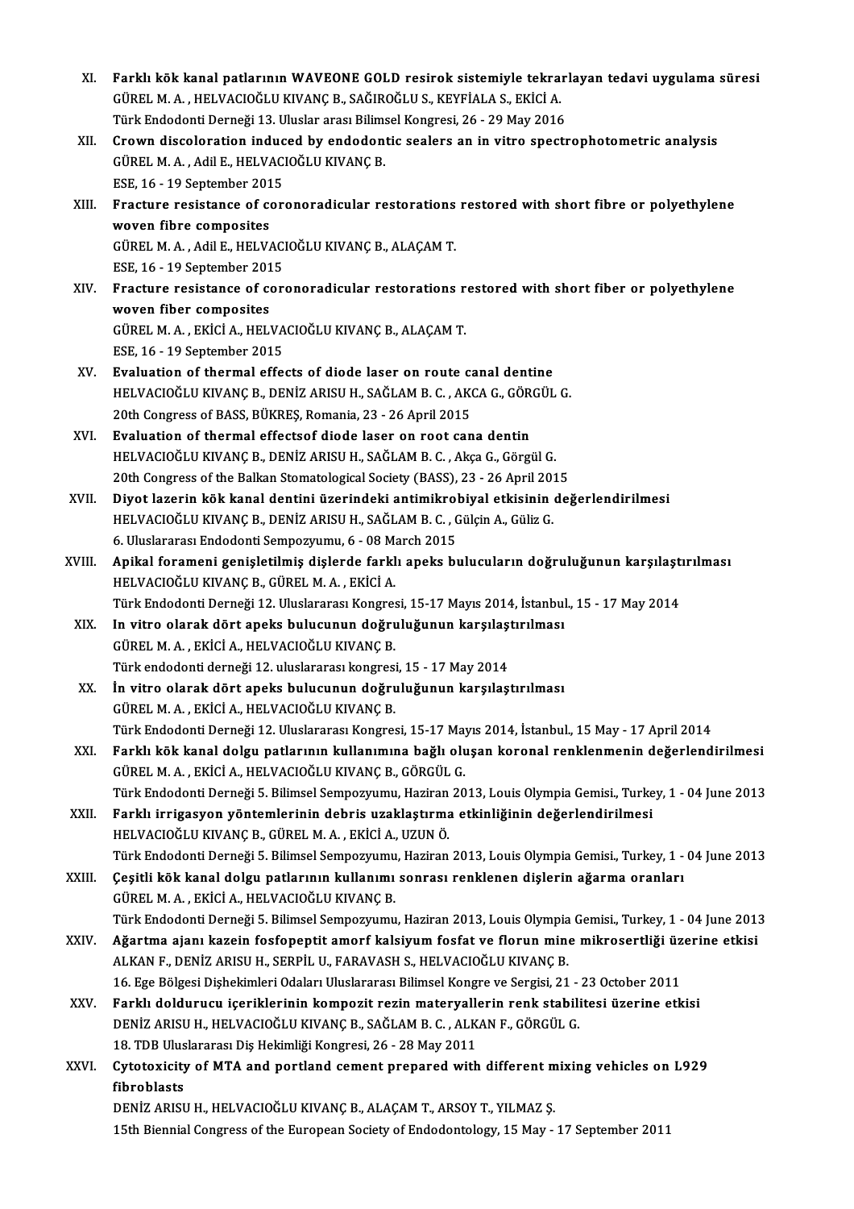XI. **Farklı kök kanal patlarının WAVEONE GOLD resirok sistemiyle tekrarlayan tedavi uygulama süresi**
GÜREL M. A. , HELVACIOĞLU KIVANÇ B., SAĞIROĞLU S., KEYFİALA S., EKİCİ A.
Türk Endodonti Derneği 13. Uluslar arası Bilimsel Kongresi, 26 - 29 May 2016

XII. **Crown discoloration induced by endodontic sealers an in vitro spectrophotometric analysis**
GÜREL M. A. , Adil E., HELVACIOĞLU KIVANÇ B.
ESE, 16 - 19 September 2015

XIII. **Fracture resistance of coronoradicular restorations restored with short fibre or polyethylene woven fibre composites**
GÜREL M. A. , Adil E., HELVACIOĞLU KIVANÇ B., ALAÇAM T.
ESE, 16 - 19 September 2015

XIV. **Fracture resistance of coronoradicular restorations restored with short fiber or polyethylene woven fiber composites**
GÜREL M. A. , EKİCİ A., HELVACIOĞLU KIVANÇ B., ALAÇAM T.
ESE, 16 - 19 September 2015

XV. **Evaluation of thermal effects of diode laser on route canal dentine**
HELVACIOĞLU KIVANÇ B., DENİZ ARISU H., SAĞLAM B. C. , AKCA G., GÖRGÜL G.
20th Congress of BASS, BÜKREŞ, Romania, 23 - 26 April 2015

XVI. **Evaluation of thermal effectsof diode laser on root cana dentin**
HELVACIOĞLU KIVANÇ B., DENİZ ARISU H., SAĞLAM B. C. , Akça G., Görgül G.
20th Congress of the Balkan Stomatological Society (BASS), 23 - 26 April 2015

XVII. **Diyot lazerin kök kanal dentini üzerindeki antimikrobiyal etkisinin değerlendirilmesi**
HELVACIOĞLU KIVANÇ B., DENİZ ARISU H., SAĞLAM B. C. , Gülçin A., Güliz G.
6. Uluslararası Endodonti Sempozyumu, 6 - 08 March 2015

XVIII. **Apikal forameni genişletilmiş dişlerde farklı apeks bulucuların doğruluğunun karşılaştırılması**
HELVACIOĞLU KIVANÇ B., GÜREL M. A. , EKİCİ A.
Türk Endodonti Derneği 12. Uluslararası Kongresi, 15-17 Mayıs 2014, İstanbul., 15 - 17 May 2014

XIX. **In vitro olarak dört apeks bulucunun doğruluğunun karşılaştırılması**
GÜREL M. A. , EKİCİ A., HELVACIOĞLU KIVANÇ B.
Türk endodonti derneği 12. uluslararası kongresi, 15 - 17 May 2014

XX. **İn vitro olarak dört apeks bulucunun doğruluğunun karşılaştırılması**
GÜREL M. A. , EKİCİ A., HELVACIOĞLU KIVANÇ B.
Türk Endodonti Derneği 12. Uluslararası Kongresi, 15-17 Mayıs 2014, İstanbul., 15 May - 17 April 2014

XXI. **Farklı kök kanal dolgu patlarının kullanımına bağlı oluşan koronal renklenmenin değerlendirilmesi**
GÜREL M. A. , EKİCİ A., HELVACIOĞLU KIVANÇ B., GÖRGÜL G.
Türk Endodonti Derneği 5. Bilimsel Sempozyumu, Haziran 2013, Louis Olympia Gemisi., Turkey, 1 - 04 June 2013

XXII. **Farklı irrigasyon yöntemlerinin debris uzaklaştırma etkinliğinin değerlendirilmesi**
HELVACIOĞLU KIVANÇ B., GÜREL M. A. , EKİCİ A., UZUN Ö.
Türk Endodonti Derneği 5. Bilimsel Sempozyumu, Haziran 2013, Louis Olympia Gemisi., Turkey, 1 - 04 June 2013

XXIII. **Çeşitli kök kanal dolgu patlarının kullanımı sonrası renklenen dişlerin ağarma oranları**
GÜREL M. A. , EKİCİ A., HELVACIOĞLU KIVANÇ B.
Türk Endodonti Derneği 5. Bilimsel Sempozyumu, Haziran 2013, Louis Olympia Gemisi., Turkey, 1 - 04 June 2013

XXIV. **Ağartma ajanı kazein fosfopeptit amorf kalsiyum fosfat ve florun mine mikrosertliği üzerine etkisi**
ALKAN F., DENİZ ARISU H., SERPİL U., FARAVASH S., HELVACIOĞLU KIVANÇ B.
16. Ege Bölgesi Dişhekimleri Odaları Uluslararası Bilimsel Kongre ve Sergisi, 21 - 23 October 2011

XXV. **Farklı doldurucu içeriklerinin kompozit rezin materyallerin renk stabilitesi üzerine etkisi**
DENİZ ARISU H., HELVACIOĞLU KIVANÇ B., SAĞLAM B. C. , ALKAN F., GÖRGÜL G.
18. TDB Uluslararası Diş Hekimliği Kongresi, 26 - 28 May 2011

XXVI. **Cytotoxicity of MTA and portland cement prepared with different mixing vehicles on L929 fibroblasts**
DENİZ ARISU H., HELVACIOĞLU KIVANÇ B., ALAÇAM T., ARSOY T., YILMAZ Ş.
15th Biennial Congress of the European Society of Endodontology, 15 May - 17 September 2011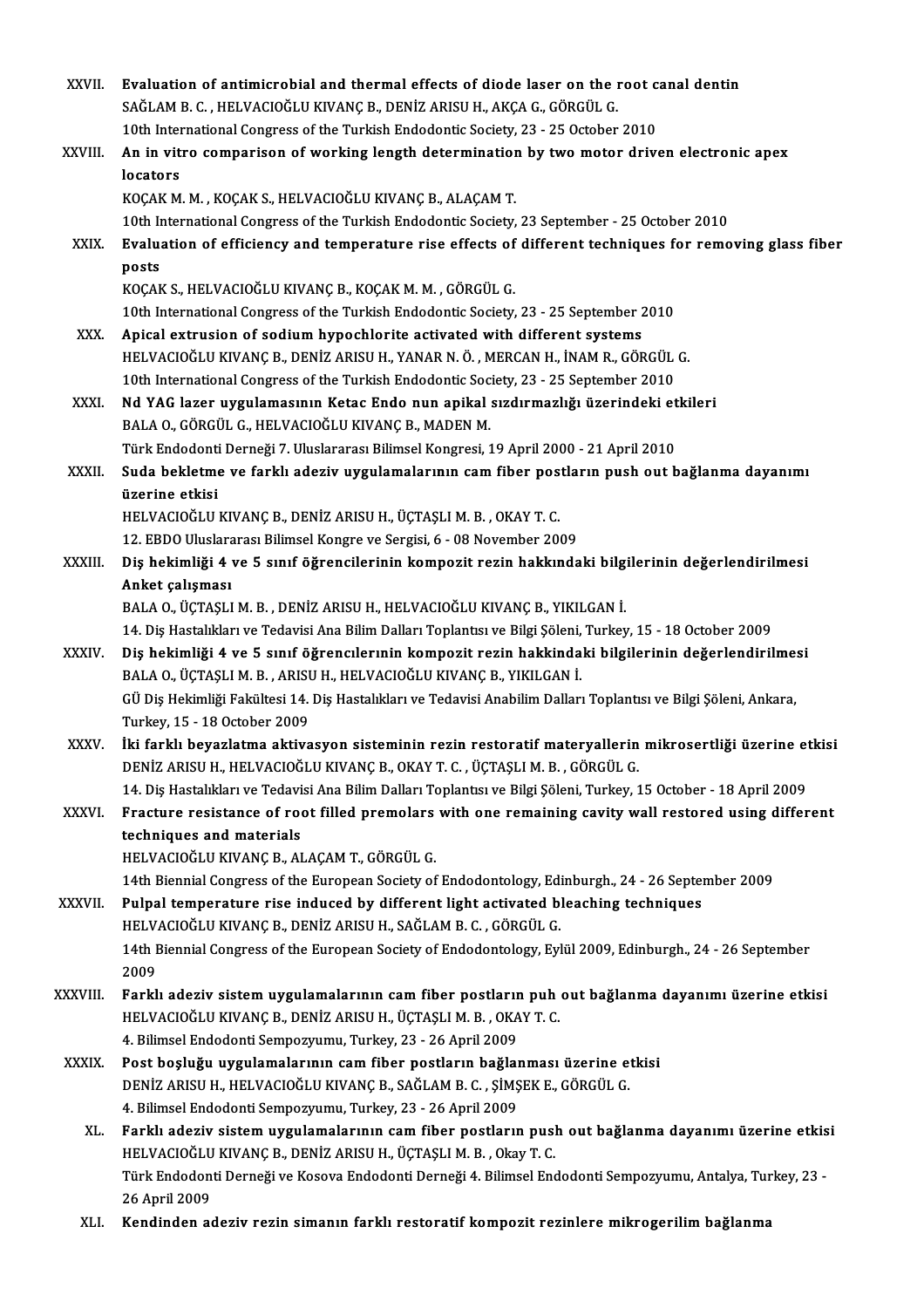XXVII. **Evaluation of antimicrobial and thermal effects of diode laser on the root canal dentin**
SAĞLAM B. C. , HELVACIOĞLU KIVANÇ B., DENİZ ARISU H., AKÇA G., GÖRGÜL G.
10th International Congress of the Turkish Endodontic Society, 23 - 25 October 2010

XXVIII. **An in vitro comparison of working length determination by two motor driven electronic apex locators**
KOÇAK M. M. , KOÇAK S., HELVACIOĞLU KIVANÇ B., ALAÇAM T.
10th International Congress of the Turkish Endodontic Society, 23 September - 25 October 2010

XXIX. **Evaluation of efficiency and temperature rise effects of different techniques for removing glass fiber posts**
KOÇAK S., HELVACIOĞLU KIVANÇ B., KOÇAK M. M. , GÖRGÜL G.
10th International Congress of the Turkish Endodontic Society, 23 - 25 September 2010

XXX. **Apical extrusion of sodium hypochlorite activated with different systems**
HELVACIOĞLU KIVANÇ B., DENİZ ARISU H., YANAR N. Ö. , MERCAN H., İNAM R., GÖRGÜL G.
10th International Congress of the Turkish Endodontic Society, 23 - 25 September 2010

XXXI. **Nd YAG lazer uygulamasının Ketac Endo nun apikal sızdırmazlığı üzerindeki etkileri**
BALA O., GÖRGÜL G., HELVACIOĞLU KIVANÇ B., MADEN M.
Türk Endodonti Derneği 7. Uluslararası Bilimsel Kongresi, 19 April 2000 - 21 April 2010

XXXII. **Suda bekletme ve farklı adeziv uygulamalarının cam fiber postların push out bağlanma dayanımı üzerine etkisi**
HELVACIOĞLU KIVANÇ B., DENİZ ARISU H., ÜÇTAŞLI M. B. , OKAY T. C.
12. EBDO Uluslararası Bilimsel Kongre ve Sergisi, 6 - 08 November 2009

XXXIII. **Diş hekimliği 4 ve 5 sınıf öğrencilerinin kompozit rezin hakkındaki bilgilerinin değerlendirilmesi Anket çalışması**
BALA O., ÜÇTAŞLI M. B. , DENİZ ARISU H., HELVACIOĞLU KIVANÇ B., YIKILGAN İ.
14. Diş Hastalıkları ve Tedavisi Ana Bilim Dalları Toplantısı ve Bilgi Şöleni, Turkey, 15 - 18 October 2009

XXXIV. **Diş hekimliği 4 ve 5 sınıf öğrencılerının kompozit rezin hakkindaki bilgilerinin değerlendirilmesi**
BALA O., ÜÇTAŞLI M. B. , ARISU H., HELVACIOĞLU KIVANÇ B., YIKILGAN İ.
GÜ Diş Hekimliği Fakültesi 14. Diş Hastalıkları ve Tedavisi Anabilim Dalları Toplantısı ve Bilgi Şöleni, Ankara, Turkey, 15 - 18 October 2009

XXXV. **İki farklı beyazlatma aktivasyon sisteminin rezin restoratif materyallerin mikrosertliği üzerine etkisi**
DENİZ ARISU H., HELVACIOĞLU KIVANÇ B., OKAY T. C. , ÜÇTAŞLI M. B. , GÖRGÜL G.
14. Diş Hastalıkları ve Tedavisi Ana Bilim Dalları Toplantısı ve Bilgi Şöleni, Turkey, 15 October - 18 April 2009

XXXVI. **Fracture resistance of root filled premolars with one remaining cavity wall restored using different techniques and materials**
HELVACIOĞLU KIVANÇ B., ALAÇAM T., GÖRGÜL G.
14th Biennial Congress of the European Society of Endodontology, Edinburgh., 24 - 26 September 2009

XXXVII. **Pulpal temperature rise induced by different light activated bleaching techniques**
HELVACIOĞLU KIVANÇ B., DENİZ ARISU H., SAĞLAM B. C. , GÖRGÜL G.
14th Biennial Congress of the European Society of Endodontology, Eylül 2009, Edinburgh., 24 - 26 September 2009

XXXVIII. **Farklı adeziv sistem uygulamalarının cam fiber postların puh out bağlanma dayanımı üzerine etkisi**
HELVACIOĞLU KIVANÇ B., DENİZ ARISU H., ÜÇTAŞLI M. B. , OKAY T. C.
4. Bilimsel Endodonti Sempozyumu, Turkey, 23 - 26 April 2009

XXXIX. **Post boşluğu uygulamalarının cam fiber postların bağlanması üzerine etkisi**
DENİZ ARISU H., HELVACIOĞLU KIVANÇ B., SAĞLAM B. C. , ŞİMŞEK E., GÖRGÜL G.
4. Bilimsel Endodonti Sempozyumu, Turkey, 23 - 26 April 2009

XL. **Farklı adeziv sistem uygulamalarının cam fiber postların push out bağlanma dayanımı üzerine etkisi**
HELVACIOĞLU KIVANÇ B., DENİZ ARISU H., ÜÇTAŞLI M. B. , Okay T. C.
Türk Endodonti Derneği ve Kosova Endodonti Derneği 4. Bilimsel Endodonti Sempozyumu, Antalya, Turkey, 23 - 26 April 2009

XLI. **Kendinden adeziv rezin simanın farklı restoratif kompozit rezinlere mikrogerilim bağlanma**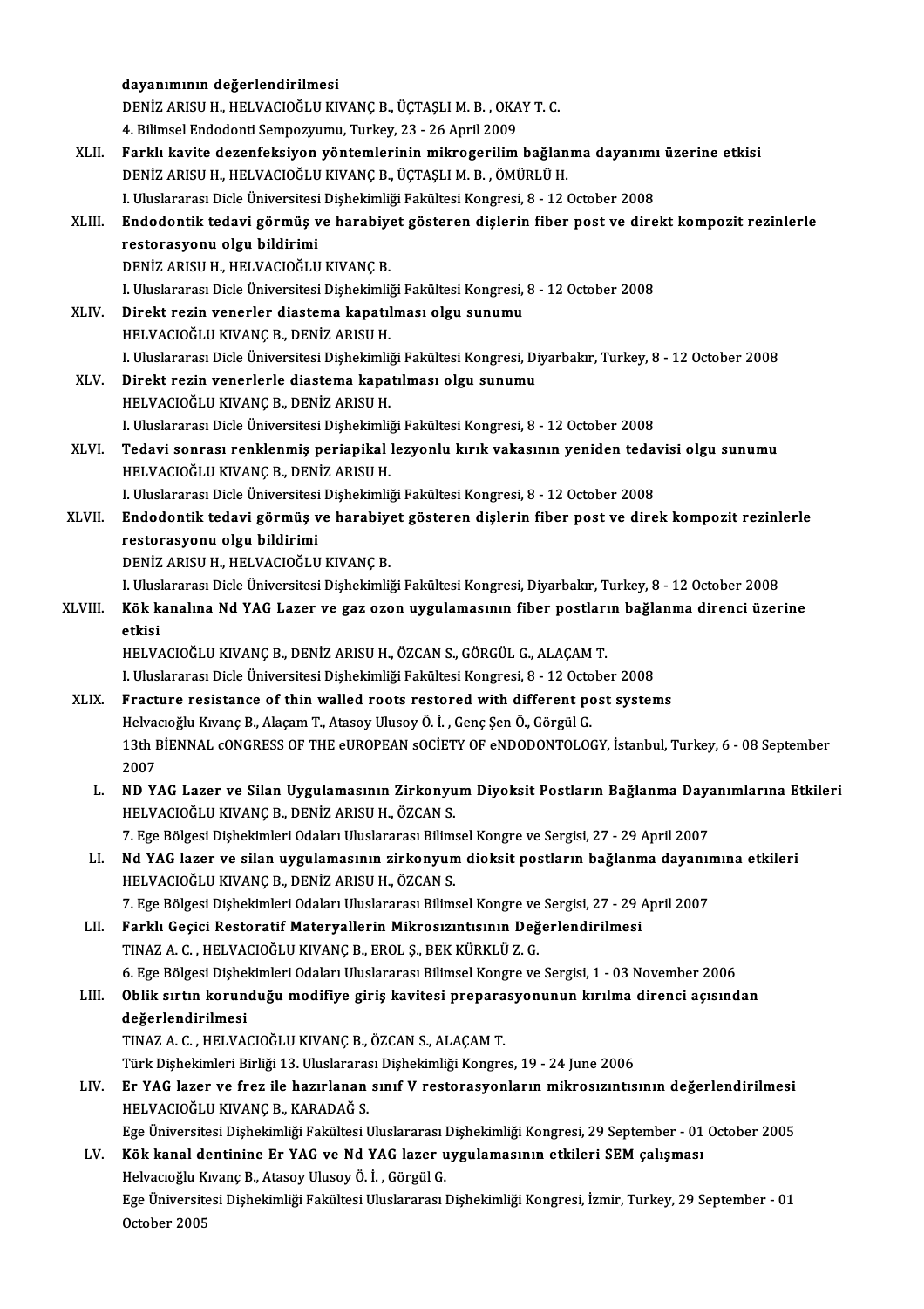dayanımının değerlendirilmesi
DENİZ ARISU H., HELVACIOĞLU KIVANÇ B., ÜÇTAŞLI M. B. , OKAY T. C.
4. Bilimsel Endodonti Sempozyumu, Turkey, 23 - 26 April 2009

XLII. **Farklı kavite dezenfeksiyon yöntemlerinin mikrogerilim bağlanma dayanımı üzerine etkisi**
DENİZ ARISU H., HELVACIOĞLU KIVANÇ B., ÜÇTAŞLI M. B. , ÖMÜRLÜ H.
I. Uluslararası Dicle Üniversitesi Dişhekimliği Fakültesi Kongresi, 8 - 12 October 2008

XLIII. **Endodontik tedavi görmüş ve harabiyet gösteren dişlerin fiber post ve direkt kompozit rezinlerle restorasyonu olgu bildirimi**
DENİZ ARISU H., HELVACIOĞLU KIVANÇ B.
I. Uluslararası Dicle Üniversitesi Dişhekimliği Fakültesi Kongresi, 8 - 12 October 2008

XLIV. **Direkt rezin venerler diastema kapatılması olgu sunumu**
HELVACIOĞLU KIVANÇ B., DENİZ ARISU H.
I. Uluslararası Dicle Üniversitesi Dişhekimliği Fakültesi Kongresi, Diyarbakır, Turkey, 8 - 12 October 2008

XLV. **Direkt rezin venerlerle diastema kapatılması olgu sunumu**
HELVACIOĞLU KIVANÇ B., DENİZ ARISU H.
I. Uluslararası Dicle Üniversitesi Dişhekimliği Fakültesi Kongresi, 8 - 12 October 2008

XLVI. **Tedavi sonrası renklenmiş periapikal lezyonlu kırık vakasının yeniden tedavisi olgu sunumu**
HELVACIOĞLU KIVANÇ B., DENİZ ARISU H.
I. Uluslararası Dicle Üniversitesi Dişhekimliği Fakültesi Kongresi, 8 - 12 October 2008

XLVII. **Endodontik tedavi görmüş ve harabiyet gösteren dişlerin fiber post ve direk kompozit rezinlerle restorasyonu olgu bildirimi**
DENİZ ARISU H., HELVACIOĞLU KIVANÇ B.
I. Uluslararası Dicle Üniversitesi Dişhekimliği Fakültesi Kongresi, Diyarbakır, Turkey, 8 - 12 October 2008

XLVIII. **Kök kanalına Nd YAG Lazer ve gaz ozon uygulamasının fiber postların bağlanma direnci üzerine etkisi**
HELVACIOĞLU KIVANÇ B., DENİZ ARISU H., ÖZCAN S., GÖRGÜL G., ALAÇAM T.
I. Uluslararası Dicle Üniversitesi Dişhekimliği Fakültesi Kongresi, 8 - 12 October 2008

XLIX. **Fracture resistance of thin walled roots restored with different post systems**
Helvacıoğlu Kıvanç B., Alaçam T., Atasoy Ulusoy Ö. İ. , Genç Şen Ö., Görgül G.
13th BİENNAL cONGRESS OF THE eUROPEAN sOCİETY OF eNDODONTOLOGY, İstanbul, Turkey, 6 - 08 September 2007

L. **ND YAG Lazer ve Silan Uygulamasının Zirkonyum Diyoksit Postların Bağlanma Dayanımlarına Etkileri**
HELVACIOĞLU KIVANÇ B., DENİZ ARISU H., ÖZCAN S.
7. Ege Bölgesi Dişhekimleri Odaları Uluslararası Bilimsel Kongre ve Sergisi, 27 - 29 April 2007

LI. **Nd YAG lazer ve silan uygulamasının zirkonyum dioksit postların bağlanma dayanımına etkileri**
HELVACIOĞLU KIVANÇ B., DENİZ ARISU H., ÖZCAN S.
7. Ege Bölgesi Dişhekimleri Odaları Uluslararası Bilimsel Kongre ve Sergisi, 27 - 29 April 2007

LII. **Farklı Geçici Restoratif Materyallerin Mikrosızıntısının Değerlendirilmesi**
TINAZ A. C. , HELVACIOĞLU KIVANÇ B., EROL Ş., BEK KÜRKLÜ Z. G.
6. Ege Bölgesi Dişhekimleri Odaları Uluslararası Bilimsel Kongre ve Sergisi, 1 - 03 November 2006

LIII. **Oblik sırtın korunduğu modifiye giriş kavitesi preparasyonunun kırılma direnci açısından değerlendirilmesi**
TINAZ A. C. , HELVACIOĞLU KIVANÇ B., ÖZCAN S., ALAÇAM T.
Türk Dişhekimleri Birliği 13. Uluslararası Dişhekimliği Kongres, 19 - 24 June 2006

LIV. **Er YAG lazer ve frez ile hazırlanan sınıf V restorasyonların mikrosızıntısının değerlendirilmesi**
HELVACIOĞLU KIVANÇ B., KARADAĞ S.
Ege Üniversitesi Dişhekimliği Fakültesi Uluslararası Dişhekimliği Kongresi, 29 September - 01 October 2005

LV. **Kök kanal dentinine Er YAG ve Nd YAG lazer uygulamasının etkileri SEM çalışması**
Helvacıoğlu Kıvanç B., Atasoy Ulusoy Ö. İ. , Görgül G.
Ege Üniversitesi Dişhekimliği Fakültesi Uluslararası Dişhekimliği Kongresi, İzmir, Turkey, 29 September - 01 October 2005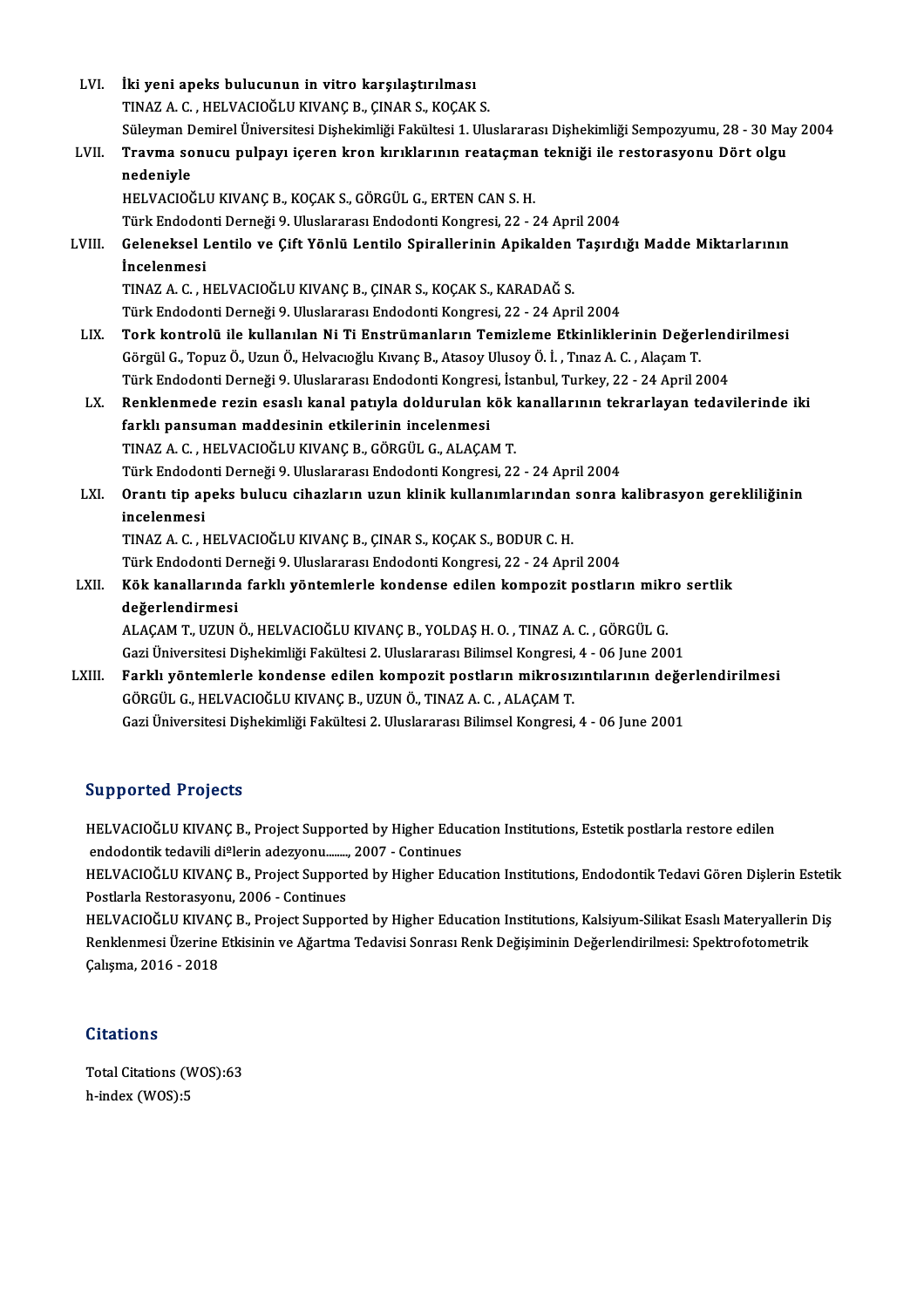LVI. **İki yeni apeks bulucunun in vitro karşılaştırılması**
TINAZ A. C. , HELVACIOĞLU KIVANÇ B., ÇINAR S., KOÇAK S.
Süleyman Demirel Üniversitesi Dişhekimliği Fakültesi 1. Uluslararası Dişhekimliği Sempozyumu, 28 - 30 May 2004

LVII. **Travma sonucu pulpayı içeren kron kırıklarının reataçman tekniği ile restorasyonu Dört olgu nedeniyle**
HELVACIOĞLU KIVANÇ B., KOÇAK S., GÖRGÜL G., ERTEN CAN S. H.
Türk Endodonti Derneği 9. Uluslararası Endodonti Kongresi, 22 - 24 April 2004

LVIII. **Geleneksel Lentilo ve Çift Yönlü Lentilo Spirallerinin Apikalden Taşırdığı Madde Miktarlarının İncelenmesi**
TINAZ A. C. , HELVACIOĞLU KIVANÇ B., ÇINAR S., KOÇAK S., KARADAĞ S.
Türk Endodonti Derneği 9. Uluslararası Endodonti Kongresi, 22 - 24 April 2004

LIX. **Tork kontrolü ile kullanılan Ni Ti Enstrümanların Temizleme Etkinliklerinin Değerlendirilmesi**
Görgül G., Topuz Ö., Uzun Ö., Helvacıoğlu Kıvanç B., Atasoy Ulusoy Ö. İ. , Tınaz A. C. , Alaçam T.
Türk Endodonti Derneği 9. Uluslararası Endodonti Kongresi, İstanbul, Turkey, 22 - 24 April 2004

LX. **Renklenmede rezin esaslı kanal patıyla doldurulan kök kanallarının tekrarlayan tedavilerinde iki farklı pansuman maddesinin etkilerinin incelenmesi**
TINAZ A. C. , HELVACIOĞLU KIVANÇ B., GÖRGÜL G., ALAÇAM T.
Türk Endodonti Derneği 9. Uluslararası Endodonti Kongresi, 22 - 24 April 2004

LXI. **Orantı tip apeks bulucu cihazların uzun klinik kullanımlarından sonra kalibrasyon gerekliliğinin incelenmesi**
TINAZ A. C. , HELVACIOĞLU KIVANÇ B., ÇINAR S., KOÇAK S., BODUR C. H.
Türk Endodonti Derneği 9. Uluslararası Endodonti Kongresi, 22 - 24 April 2004

LXII. **Kök kanallarında farklı yöntemlerle kondense edilen kompozit postların mikro sertlik değerlendirmesi**
ALAÇAM T., UZUN Ö., HELVACIOĞLU KIVANÇ B., YOLDAŞ H. O. , TINAZ A. C. , GÖRGÜL G.
Gazi Üniversitesi Dişhekimliği Fakültesi 2. Uluslararası Bilimsel Kongresi, 4 - 06 June 2001

LXIII. **Farklı yöntemlerle kondense edilen kompozit postların mikrosızıntılarının değerlendirilmesi**
GÖRGÜL G., HELVACIOĞLU KIVANÇ B., UZUN Ö., TINAZ A. C. , ALAÇAM T.
Gazi Üniversitesi Dişhekimliği Fakültesi 2. Uluslararası Bilimsel Kongresi, 4 - 06 June 2001

## Supported Projects

HELVACIOĞLU KIVANÇ B., Project Supported by Higher Education Institutions, Estetik postlarla restore edilen endodontik tedavili diºlerin adezyonu........, 2007 - Continues

HELVACIOĞLU KIVANÇ B., Project Supported by Higher Education Institutions, Endodontik Tedavi Gören Dişlerin Estetik Postlarla Restorasyonu, 2006 - Continues

HELVACIOĞLU KIVANÇ B., Project Supported by Higher Education Institutions, Kalsiyum-Silikat Esaslı Materyallerin Diş Renklenmesi Üzerine Etkisinin ve Ağartma Tedavisi Sonrası Renk Değişiminin Değerlendirilmesi: Spektrofotometrik Çalışma, 2016 - 2018

## Citations

Total Citations (WOS):63
h-index (WOS):5